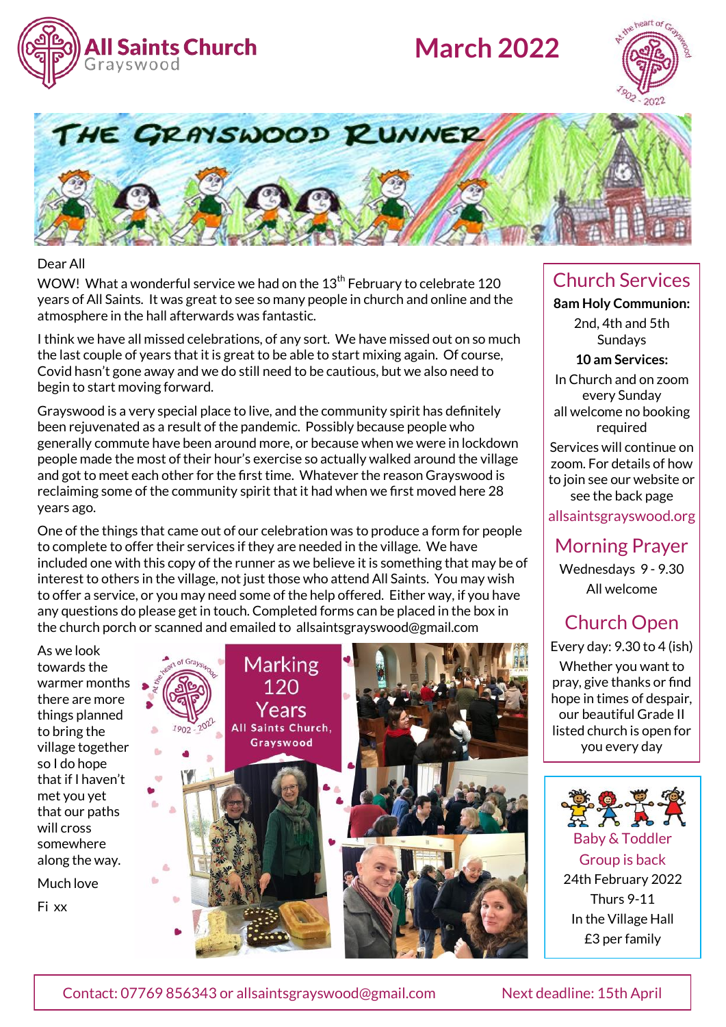# All Saints Church
Grayswood

## March 2022

# THE GRAYSWOOD RUNNER

Dear All

WOW! What a wonderful service we had on the 13th February to celebrate 120 years of All Saints. It was great to see so many people in church and online and the atmosphere in the hall afterwards was fantastic.

I think we have all missed celebrations, of any sort. We have missed out on so much the last couple of years that it is great to be able to start mixing again. Of course, Covid hasn't gone away and we do still need to be cautious, but we also need to begin to start moving forward.

Grayswood is a very special place to live, and the community spirit has definitely been rejuvenated as a result of the pandemic. Possibly because people who generally commute have been around more, or because when we were in lockdown people made the most of their hour's exercise so actually walked around the village and got to meet each other for the first time. Whatever the reason Grayswood is reclaiming some of the community spirit that it had when we first moved here 28 years ago.

One of the things that came out of our celebration was to produce a form for people to complete to offer their services if they are needed in the village. We have included one with this copy of the runner as we believe it is something that may be of interest to others in the village, not just those who attend All Saints. You may wish to offer a service, or you may need some of the help offered. Either way, if you have any questions do please get in touch. Completed forms can be placed in the box in the church porch or scanned and emailed to allsaintsgrayswood@gmail.com

As we look towards the warmer months there are more things planned to bring the village together so I do hope that if I haven't met you yet that our paths will cross somewhere along the way.

Much love

Fi xx

Marking 120 Years
All Saints Church, Grayswood

## Church Services

**8am Holy Communion:**
2nd, 4th and 5th Sundays

**10 am Services:**
In Church and on zoom every Sunday
all welcome no booking required

Services will continue on zoom. For details of how to join see our website or see the back page

allsaintsgrayswood.org

## Morning Prayer

Wednesdays 9 - 9.30
All welcome

## Church Open

Every day: 9.30 to 4 (ish)
Whether you want to pray, give thanks or find hope in times of despair, our beautiful Grade II listed church is open for you every day

## Baby & Toddler Group is back

24th February 2022
Thurs 9-11
In the Village Hall
£3 per family

Contact: 07769 856343 or allsaintsgrayswood@gmail.com — Next deadline: 15th April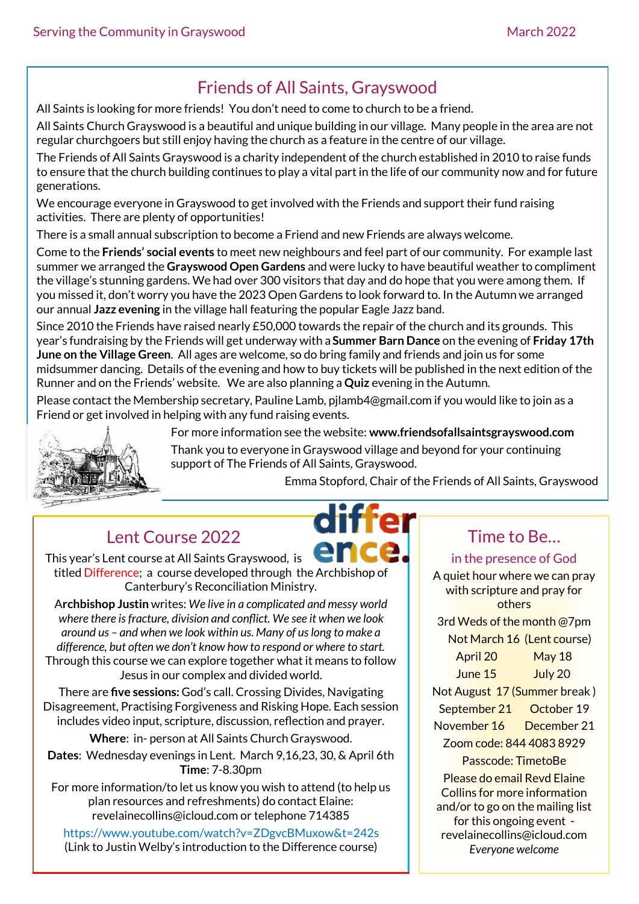## Friends of All Saints, Grayswood

All Saints is looking for more friends! You don't need to come to church to be a friend.

All Saints Church Grayswood is a beautiful and unique building in our village. Many people in the area are not regular churchgoers but still enjoy having the church as a feature in the centre of our village.

The Friends of All Saints Grayswood is a charity independent of the church established in 2010 to raise funds to ensure that the church building continues to play a vital part in the life of our community now and for future generations.

We encourage everyone in Grayswood to get involved with the Friends and support their fund raising activities. There are plenty of opportunities!

There is a small annual subscription to become a Friend and new Friends are always welcome.

Come to the **Friends' social events** to meet new neighbours and feel part of our community. For example last summer we arranged the **Grayswood Open Gardens** and were lucky to have beautiful weather to compliment the village's stunning gardens. We had over 300 visitors that day and do hope that you were among them. If you missed it, don't worry you have the 2023 Open Gardens to look forward to. In the Autumn we arranged our annual **Jazz evening** in the village hall featuring the popular Eagle Jazz band.

Since 2010 the Friends have raised nearly £50,000 towards the repair of the church and its grounds. This year's fundraising by the Friends will get underway with a **Summer Barn Dance** on the evening of **Friday 17th June on the Village Green**. All ages are welcome, so do bring family and friends and join us for some midsummer dancing. Details of the evening and how to buy tickets will be published in the next edition of the Runner and on the Friends' website. We are also planning a **Quiz** evening in the Autumn.

Please contact the Membership secretary, Pauline Lamb, pjlamb4@gmail.com if you would like to join as a Friend or get involved in helping with any fund raising events.

For more information see the website: **www.friendsofallsaintsgrayswood.com**

Thank you to everyone in Grayswood village and beyond for your continuing support of The Friends of All Saints, Grayswood.

Emma Stopford, Chair of the Friends of All Saints, Grayswood

## Lent Course 2022

This year's Lent course at All Saints Grayswood, is titled Difference; a course developed through the Archbishop of Canterbury's Reconciliation Ministry.

**Archbishop Justin** writes: *We live in a complicated and messy world where there is fracture, division and conflict. We see it when we look around us – and when we look within us. Many of us long to make a difference, but often we don't know how to respond or where to start.* Through this course we can explore together what it means to follow Jesus in our complex and divided world.

There are **five sessions:** God's call. Crossing Divides, Navigating Disagreement, Practising Forgiveness and Risking Hope. Each session includes video input, scripture, discussion, reflection and prayer.

**Where**: in- person at All Saints Church Grayswood.

**Dates**: Wednesday evenings in Lent. March 9,16,23, 30, & April 6th

**Time**: 7-8.30pm

For more information/to let us know you wish to attend (to help us plan resources and refreshments) do contact Elaine: revelainecollins@icloud.com or telephone 714385

https://www.youtube.com/watch?v=ZDgvcBMuxow&t=242s

(Link to Justin Welby's introduction to the Difference course)

## Time to Be…

### in the presence of God

A quiet hour where we can pray with scripture and pray for others

3rd Weds of the month @7pm

Not March 16 (Lent course)

April 20 May 18

June 15 July 20

Not August 17 (Summer break )

September 21 October 19

November 16 December 21

Zoom code: 844 4083 8929

Passcode: TimetoBe

Please do email Revd Elaine Collins for more information and/or to go on the mailing list for this ongoing event - revelainecollins@icloud.com

*Everyone welcome*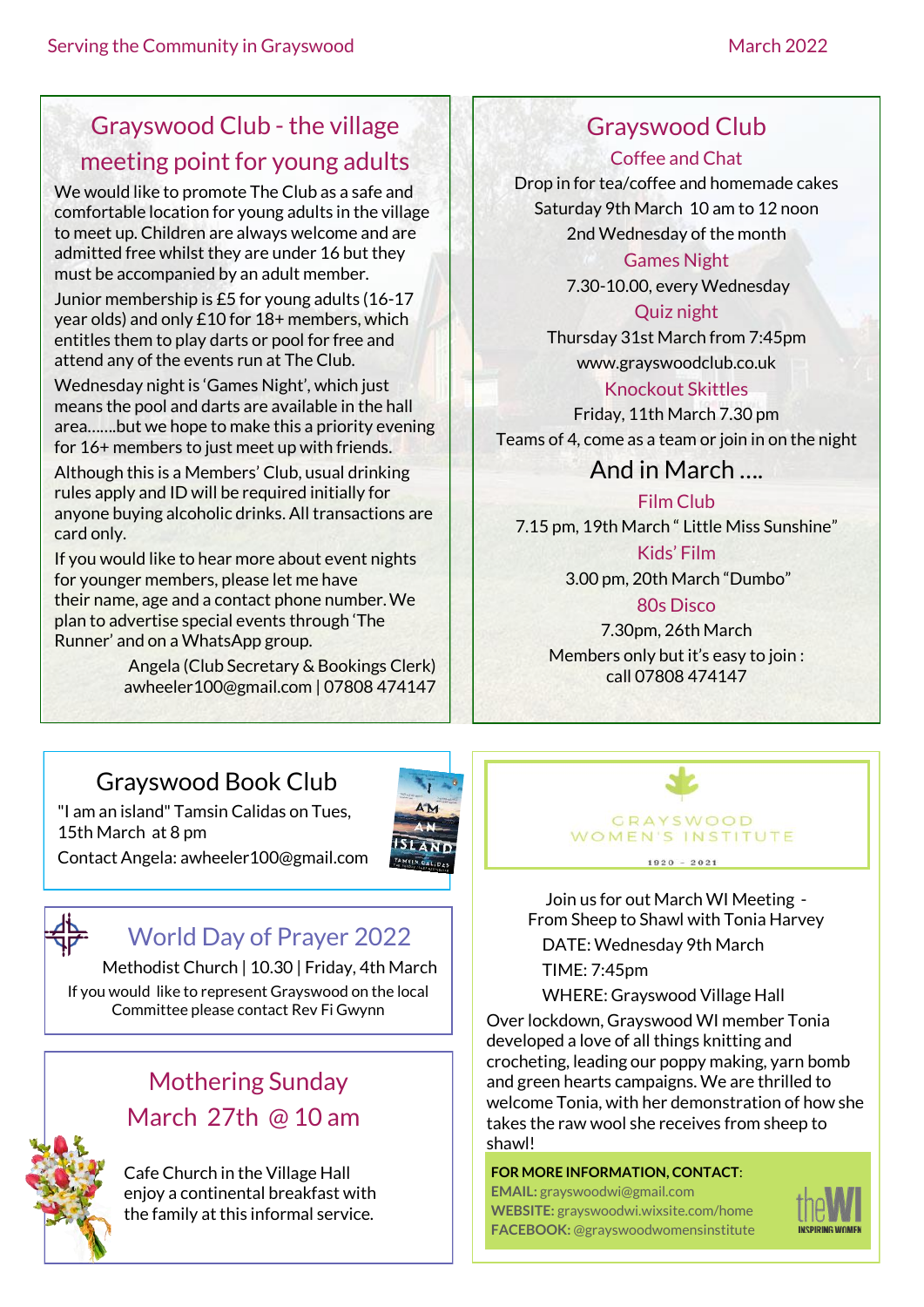## Grayswood Club - the village meeting point for young adults

We would like to promote The Club as a safe and comfortable location for young adults in the village to meet up. Children are always welcome and are admitted free whilst they are under 16 but they must be accompanied by an adult member.

Junior membership is £5 for young adults (16-17 year olds) and only £10 for 18+ members, which entitles them to play darts or pool for free and attend any of the events run at The Club.

Wednesday night is 'Games Night', which just means the pool and darts are available in the hall area.......but we hope to make this a priority evening for 16+ members to just meet up with friends.

Although this is a Members' Club, usual drinking rules apply and ID will be required initially for anyone buying alcoholic drinks. All transactions are card only.

If you would like to hear more about event nights for younger members, please let me have their name, age and a contact phone number. We plan to advertise special events through 'The Runner' and on a WhatsApp group.

Angela (Club Secretary & Bookings Clerk)
awheeler100@gmail.com | 07808 474147

## Grayswood Club

### Coffee and Chat

Drop in for tea/coffee and homemade cakes
Saturday 9th March 10 am to 12 noon
2nd Wednesday of the month

### Games Night

7.30-10.00, every Wednesday

### Quiz night

Thursday 31st March from 7:45pm
www.grayswoodclub.co.uk

### Knockout Skittles

Friday, 11th March 7.30 pm
Teams of 4, come as a team or join in on the night

### And in March ....

### Film Club

7.15 pm, 19th March " Little Miss Sunshine"

### Kids' Film

3.00 pm, 20th March "Dumbo"

### 80s Disco

7.30pm, 26th March

Members only but it's easy to join : call 07808 474147

## Grayswood Book Club

"I am an island" Tamsin Calidas on Tues, 15th March at 8 pm

Contact Angela: awheeler100@gmail.com

## World Day of Prayer 2022

Methodist Church | 10.30 | Friday, 4th March

If you would like to represent Grayswood on the local Committee please contact Rev Fi Gwynn

## Mothering Sunday March 27th @ 10 am

Cafe Church in the Village Hall enjoy a continental breakfast with the family at this informal service.

## GRAYSWOOD WOMEN'S INSTITUTE

1920 – 2021

Join us for out March WI Meeting - From Sheep to Shawl with Tonia Harvey

DATE: Wednesday 9th March

TIME: 7:45pm

WHERE: Grayswood Village Hall

Over lockdown, Grayswood WI member Tonia developed a love of all things knitting and crocheting, leading our poppy making, yarn bomb and green hearts campaigns. We are thrilled to welcome Tonia, with her demonstration of how she takes the raw wool she receives from sheep to shawl!

**FOR MORE INFORMATION, CONTACT**:
**EMAIL:** grayswoodwi@gmail.com
**WEBSITE:** grayswoodwi.wixsite.com/home
**FACEBOOK:** @grayswoodwomensinstitute

theWI INSPIRING WOMEN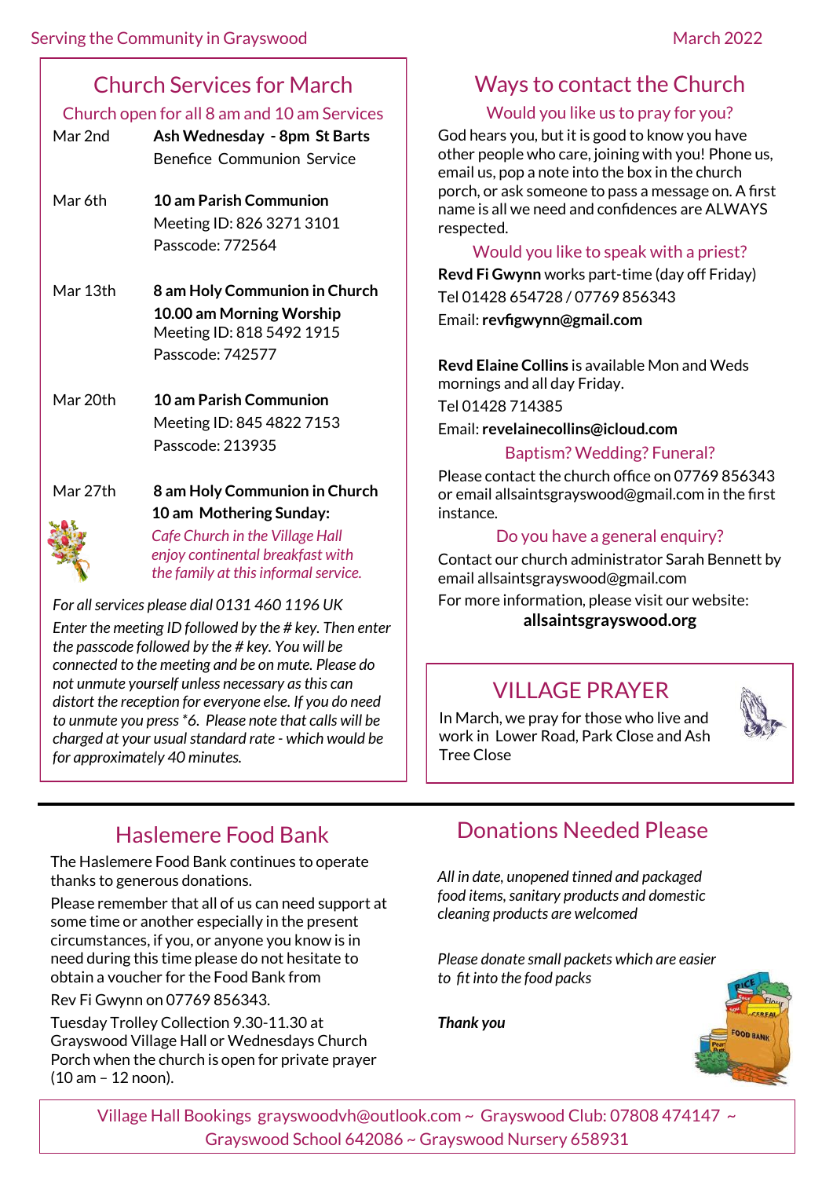## Church Services for March

Church open for all 8 am and 10 am Services

| | |
|---|---|
| Mar 2nd | **Ash Wednesday - 8pm St Barts** Benefice Communion Service |
| Mar 6th | **10 am Parish Communion** Meeting ID: 826 3271 3101 Passcode: 772564 |
| Mar 13th | **8 am Holy Communion in Church** **10.00 am Morning Worship** Meeting ID: 818 5492 1915 Passcode: 742577 |
| Mar 20th | **10 am Parish Communion** Meeting ID: 845 4822 7153 Passcode: 213935 |
| Mar 27th | **8 am Holy Communion in Church** **10 am Mothering Sunday:** *Cafe Church in the Village Hall enjoy continental breakfast with the family at this informal service.* |

*For all services please dial 0131 460 1196 UK*

*Enter the meeting ID followed by the # key. Then enter the passcode followed by the # key. You will be connected to the meeting and be on mute. Please do not unmute yourself unless necessary as this can distort the reception for everyone else. If you do need to unmute you press *6. Please note that calls will be charged at your usual standard rate - which would be for approximately 40 minutes.*

## Ways to contact the Church

### Would you like us to pray for you?

God hears you, but it is good to know you have other people who care, joining with you! Phone us, email us, pop a note into the box in the church porch, or ask someone to pass a message on. A first name is all we need and confidences are ALWAYS respected.

### Would you like to speak with a priest?

**Revd Fi Gwynn** works part-time (day off Friday)

Tel 01428 654728 / 07769 856343

Email: **revfigwynn@gmail.com**

**Revd Elaine Collins** is available Mon and Weds mornings and all day Friday.

Tel 01428 714385

Email: **revelainecollins@icloud.com**

### Baptism? Wedding? Funeral?

Please contact the church office on 07769 856343 or email allsaintsgrayswood@gmail.com in the first instance.

### Do you have a general enquiry?

Contact our church administrator Sarah Bennett by email allsaintsgrayswood@gmail.com

For more information, please visit our website:

**allsaintsgrayswood.org**

## VILLAGE PRAYER

In March, we pray for those who live and work in Lower Road, Park Close and Ash Tree Close

## Haslemere Food Bank

The Haslemere Food Bank continues to operate thanks to generous donations.

Please remember that all of us can need support at some time or another especially in the present circumstances, if you, or anyone you know is in need during this time please do not hesitate to obtain a voucher for the Food Bank from

Rev Fi Gwynn on 07769 856343.

Tuesday Trolley Collection 9.30-11.30 at Grayswood Village Hall or Wednesdays Church Porch when the church is open for private prayer (10 am – 12 noon).

## Donations Needed Please

*All in date, unopened tinned and packaged food items, sanitary products and domestic cleaning products are welcomed*

*Please donate small packets which are easier to fit into the food packs*

***Thank you***

Village Hall Bookings grayswoodvh@outlook.com ~ Grayswood Club: 07808 474147 ~ Grayswood School 642086 ~ Grayswood Nursery 658931